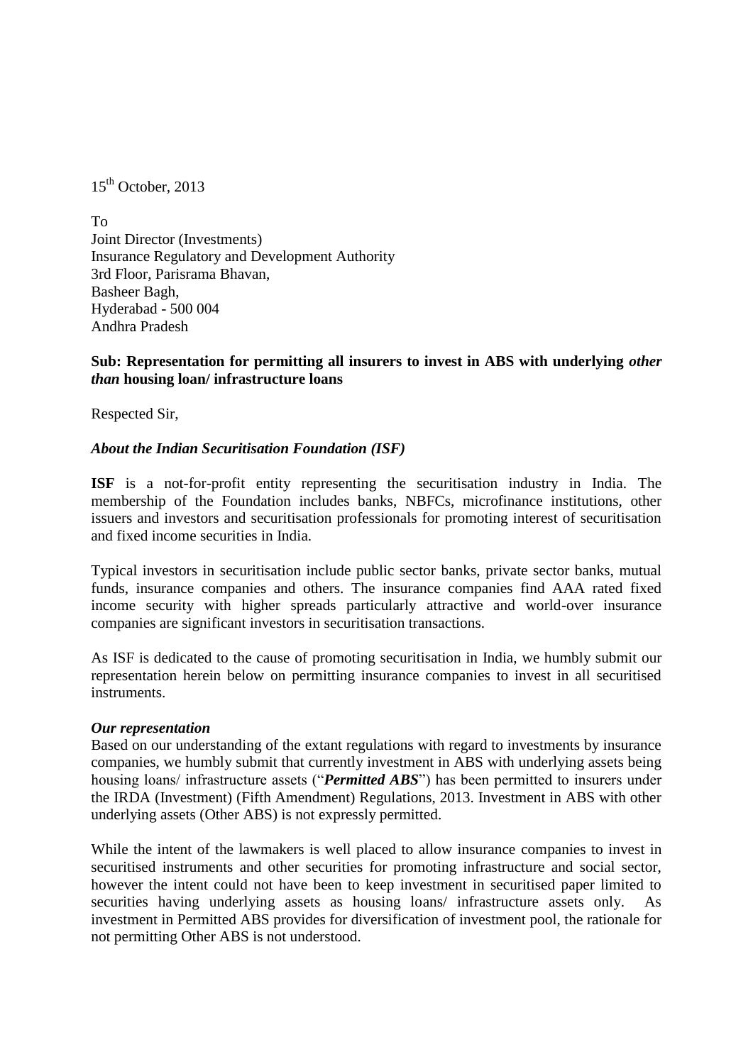15th October, 2013

To
Joint Director (Investments)
Insurance Regulatory and Development Authority
3rd Floor, Parisrama Bhavan,
Basheer Bagh,
Hyderabad - 500 004
Andhra Pradesh

**Sub: Representation for permitting all insurers to invest in ABS with underlying *other than* housing loan/ infrastructure loans**

Respected Sir,

***About the Indian Securitisation Foundation (ISF)***

**ISF** is a not-for-profit entity representing the securitisation industry in India. The membership of the Foundation includes banks, NBFCs, microfinance institutions, other issuers and investors and securitisation professionals for promoting interest of securitisation and fixed income securities in India.

Typical investors in securitisation include public sector banks, private sector banks, mutual funds, insurance companies and others. The insurance companies find AAA rated fixed income security with higher spreads particularly attractive and world-over insurance companies are significant investors in securitisation transactions.

As ISF is dedicated to the cause of promoting securitisation in India, we humbly submit our representation herein below on permitting insurance companies to invest in all securitised instruments.

***Our representation***

Based on our understanding of the extant regulations with regard to investments by insurance companies, we humbly submit that currently investment in ABS with underlying assets being housing loans/ infrastructure assets ("***Permitted ABS***") has been permitted to insurers under the IRDA (Investment) (Fifth Amendment) Regulations, 2013. Investment in ABS with other underlying assets (Other ABS) is not expressly permitted.

While the intent of the lawmakers is well placed to allow insurance companies to invest in securitised instruments and other securities for promoting infrastructure and social sector, however the intent could not have been to keep investment in securitised paper limited to securities having underlying assets as housing loans/ infrastructure assets only. As investment in Permitted ABS provides for diversification of investment pool, the rationale for not permitting Other ABS is not understood.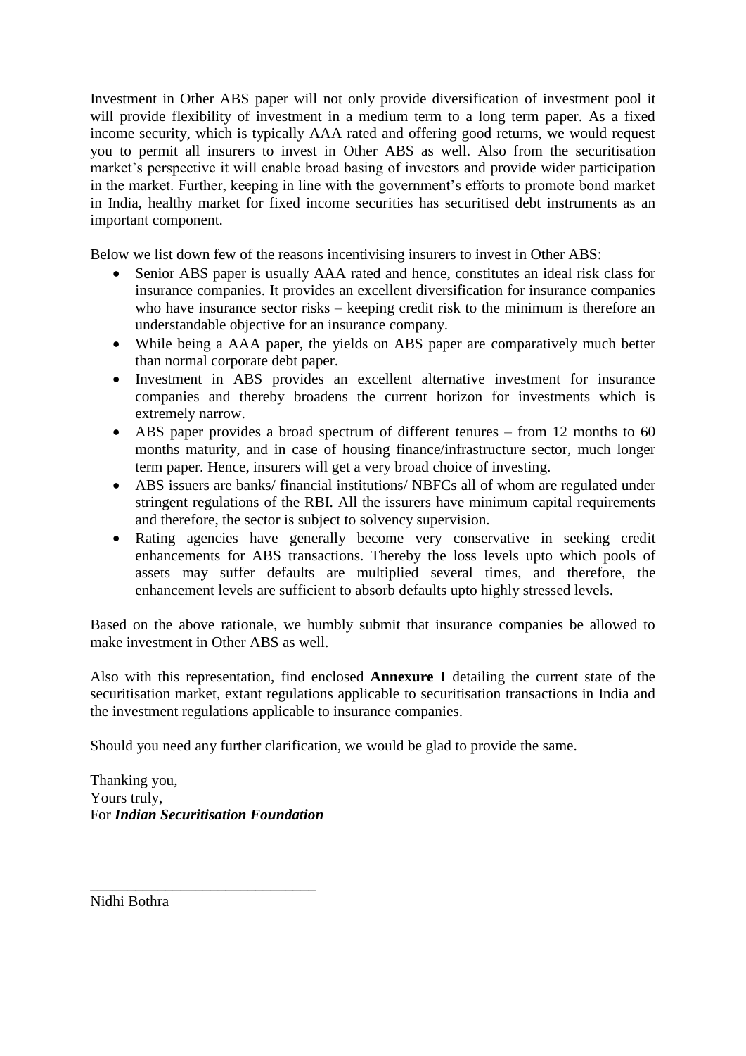Investment in Other ABS paper will not only provide diversification of investment pool it will provide flexibility of investment in a medium term to a long term paper. As a fixed income security, which is typically AAA rated and offering good returns, we would request you to permit all insurers to invest in Other ABS as well. Also from the securitisation market's perspective it will enable broad basing of investors and provide wider participation in the market. Further, keeping in line with the government's efforts to promote bond market in India, healthy market for fixed income securities has securitised debt instruments as an important component.

Below we list down few of the reasons incentivising insurers to invest in Other ABS:

- Senior ABS paper is usually AAA rated and hence, constitutes an ideal risk class for insurance companies. It provides an excellent diversification for insurance companies who have insurance sector risks – keeping credit risk to the minimum is therefore an understandable objective for an insurance company.
- While being a AAA paper, the yields on ABS paper are comparatively much better than normal corporate debt paper.
- Investment in ABS provides an excellent alternative investment for insurance companies and thereby broadens the current horizon for investments which is extremely narrow.
- ABS paper provides a broad spectrum of different tenures – from 12 months to 60 months maturity, and in case of housing finance/infrastructure sector, much longer term paper. Hence, insurers will get a very broad choice of investing.
- ABS issuers are banks/ financial institutions/ NBFCs all of whom are regulated under stringent regulations of the RBI. All the issurers have minimum capital requirements and therefore, the sector is subject to solvency supervision.
- Rating agencies have generally become very conservative in seeking credit enhancements for ABS transactions. Thereby the loss levels upto which pools of assets may suffer defaults are multiplied several times, and therefore, the enhancement levels are sufficient to absorb defaults upto highly stressed levels.

Based on the above rationale, we humbly submit that insurance companies be allowed to make investment in Other ABS as well.

Also with this representation, find enclosed **Annexure I** detailing the current state of the securitisation market, extant regulations applicable to securitisation transactions in India and the investment regulations applicable to insurance companies.

Should you need any further clarification, we would be glad to provide the same.

Thanking you,
Yours truly,
For ***Indian Securitisation Foundation***

\_\_\_\_\_\_\_\_\_\_\_\_\_\_\_\_\_\_\_\_\_\_\_\_\_\_\_\_\_\_

Nidhi Bothra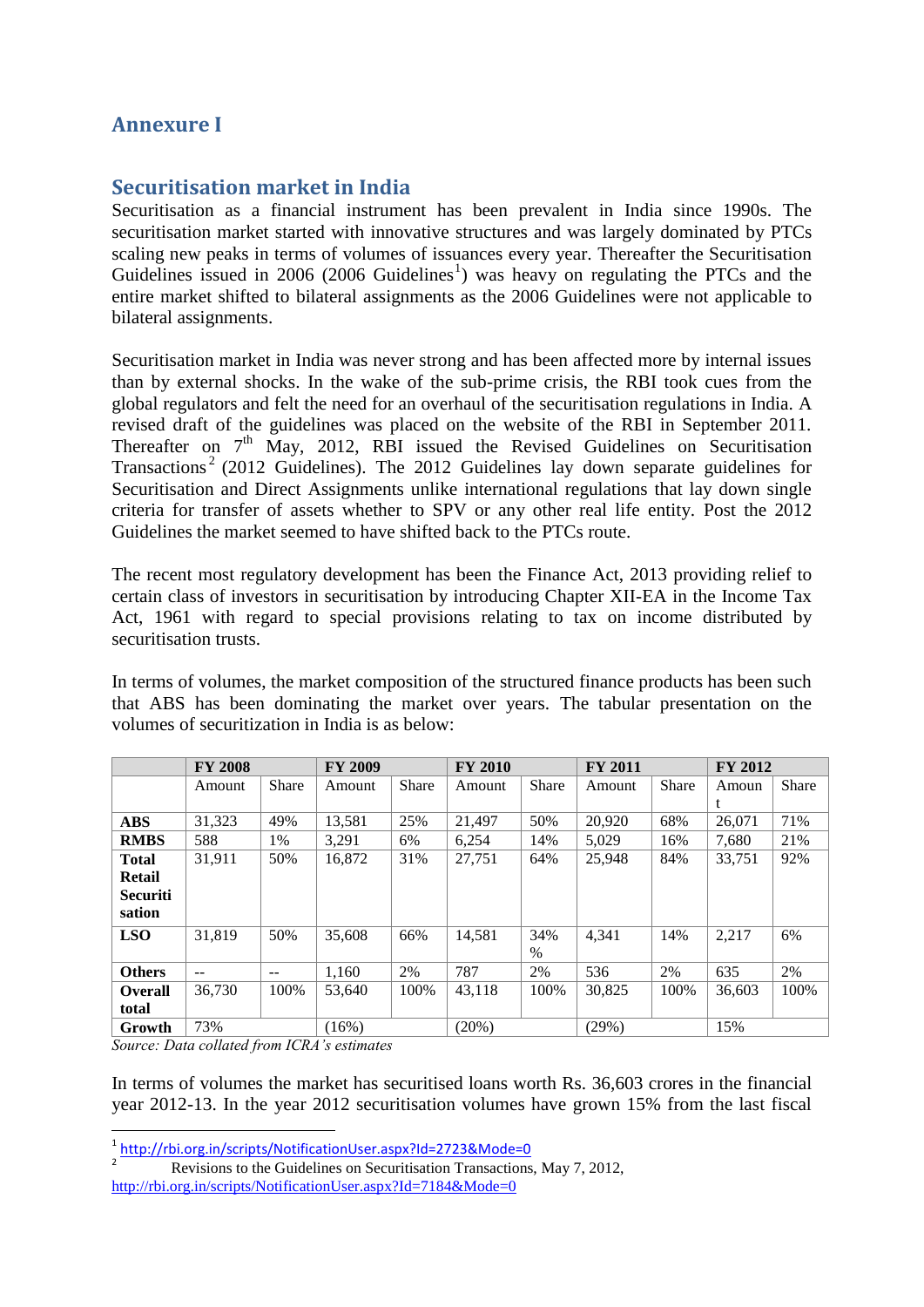## Annexure I

## Securitisation market in India

Securitisation as a financial instrument has been prevalent in India since 1990s. The securitisation market started with innovative structures and was largely dominated by PTCs scaling new peaks in terms of volumes of issuances every year. Thereafter the Securitisation Guidelines issued in 2006 (2006 Guidelines[1]) was heavy on regulating the PTCs and the entire market shifted to bilateral assignments as the 2006 Guidelines were not applicable to bilateral assignments.

Securitisation market in India was never strong and has been affected more by internal issues than by external shocks. In the wake of the sub-prime crisis, the RBI took cues from the global regulators and felt the need for an overhaul of the securitisation regulations in India. A revised draft of the guidelines was placed on the website of the RBI in September 2011. Thereafter on 7th May, 2012, RBI issued the Revised Guidelines on Securitisation Transactions[2] (2012 Guidelines). The 2012 Guidelines lay down separate guidelines for Securitisation and Direct Assignments unlike international regulations that lay down single criteria for transfer of assets whether to SPV or any other real life entity. Post the 2012 Guidelines the market seemed to have shifted back to the PTCs route.

The recent most regulatory development has been the Finance Act, 2013 providing relief to certain class of investors in securitisation by introducing Chapter XII-EA in the Income Tax Act, 1961 with regard to special provisions relating to tax on income distributed by securitisation trusts.

In terms of volumes, the market composition of the structured finance products has been such that ABS has been dominating the market over years. The tabular presentation on the volumes of securitization in India is as below:

| | FY 2008 | | FY 2009 | | FY 2010 | | FY 2011 | | FY 2012 | |
|---|---|---|---|---|---|---|---|---|---|---|
| | Amount | Share | Amount | Share | Amount | Share | Amount | Share | Amount | Share |
| **ABS** | 31,323 | 49% | 13,581 | 25% | 21,497 | 50% | 20,920 | 68% | 26,071 | 71% |
| **RMBS** | 588 | 1% | 3,291 | 6% | 6,254 | 14% | 5,029 | 16% | 7,680 | 21% |
| **Total Retail Securitisation** | 31,911 | 50% | 16,872 | 31% | 27,751 | 64% | 25,948 | 84% | 33,751 | 92% |
| **LSO** | 31,819 | 50% | 35,608 | 66% | 14,581 | 34% | 4,341 | 14% | 2,217 | 6% |
| **Others** | -- | -- | 1,160 | 2% | 787 | 2% | 536 | 2% | 635 | 2% |
| **Overall total** | 36,730 | 100% | 53,640 | 100% | 43,118 | 100% | 30,825 | 100% | 36,603 | 100% |
| **Growth** | 73% | | (16%) | | (20%) | | (29%) | | 15% | |

*Source: Data collated from ICRA's estimates*

In terms of volumes the market has securitised loans worth Rs. 36,603 crores in the financial year 2012-13. In the year 2012 securitisation volumes have grown 15% from the last fiscal

[1] http://rbi.org.in/scripts/NotificationUser.aspx?Id=2723&Mode=0

[2] Revisions to the Guidelines on Securitisation Transactions, May 7, 2012, http://rbi.org.in/scripts/NotificationUser.aspx?Id=7184&Mode=0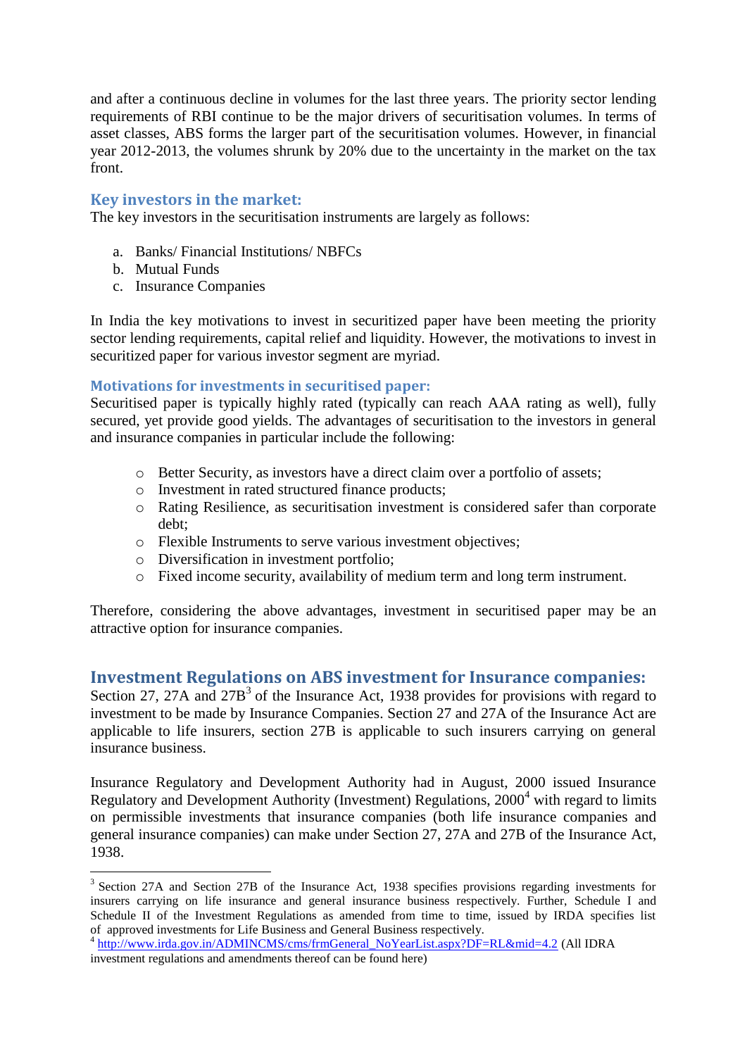and after a continuous decline in volumes for the last three years. The priority sector lending requirements of RBI continue to be the major drivers of securitisation volumes. In terms of asset classes, ABS forms the larger part of the securitisation volumes. However, in financial year 2012-2013, the volumes shrunk by 20% due to the uncertainty in the market on the tax front.

### Key investors in the market:

The key investors in the securitisation instruments are largely as follows:

a. Banks/ Financial Institutions/ NBFCs
b. Mutual Funds
c. Insurance Companies

In India the key motivations to invest in securitized paper have been meeting the priority sector lending requirements, capital relief and liquidity. However, the motivations to invest in securitized paper for various investor segment are myriad.

### Motivations for investments in securitised paper:

Securitised paper is typically highly rated (typically can reach AAA rating as well), fully secured, yet provide good yields. The advantages of securitisation to the investors in general and insurance companies in particular include the following:

- Better Security, as investors have a direct claim over a portfolio of assets;
- Investment in rated structured finance products;
- Rating Resilience, as securitisation investment is considered safer than corporate debt;
- Flexible Instruments to serve various investment objectives;
- Diversification in investment portfolio;
- Fixed income security, availability of medium term and long term instrument.

Therefore, considering the above advantages, investment in securitised paper may be an attractive option for insurance companies.

## Investment Regulations on ABS investment for Insurance companies:

Section 27, 27A and 27B[3] of the Insurance Act, 1938 provides for provisions with regard to investment to be made by Insurance Companies. Section 27 and 27A of the Insurance Act are applicable to life insurers, section 27B is applicable to such insurers carrying on general insurance business.

Insurance Regulatory and Development Authority had in August, 2000 issued Insurance Regulatory and Development Authority (Investment) Regulations, 2000[4] with regard to limits on permissible investments that insurance companies (both life insurance companies and general insurance companies) can make under Section 27, 27A and 27B of the Insurance Act, 1938.

---

[3] Section 27A and Section 27B of the Insurance Act, 1938 specifies provisions regarding investments for insurers carrying on life insurance and general insurance business respectively. Further, Schedule I and Schedule II of the Investment Regulations as amended from time to time, issued by IRDA specifies list of approved investments for Life Business and General Business respectively.

[4] http://www.irda.gov.in/ADMINCMS/cms/frmGeneral_NoYearList.aspx?DF=RL&mid=4.2 (All IDRA investment regulations and amendments thereof can be found here)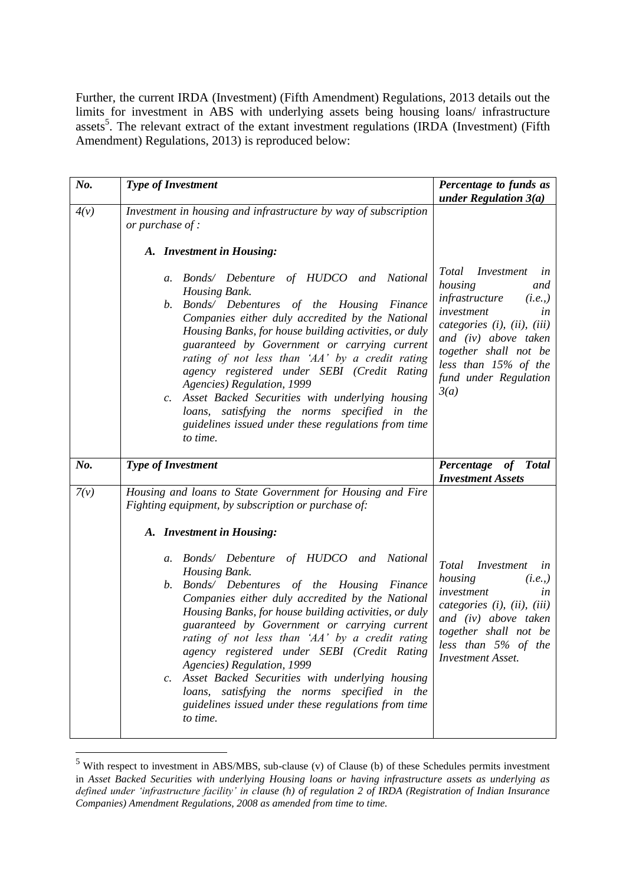Further, the current IRDA (Investment) (Fifth Amendment) Regulations, 2013 details out the limits for investment in ABS with underlying assets being housing loans/ infrastructure assets[5]. The relevant extract of the extant investment regulations (IRDA (Investment) (Fifth Amendment) Regulations, 2013) is reproduced below:

| ***No.*** | ***Type of Investment*** | ***Percentage to funds as under Regulation 3(a)*** |
|---|---|---|
| *4(v)* | *Investment in housing and infrastructure by way of subscription or purchase of :*<br><br>***A. Investment in Housing:***<br><br>*a. Bonds/ Debenture of HUDCO and National Housing Bank.*<br>*b. Bonds/ Debentures of the Housing Finance Companies either duly accredited by the National Housing Banks, for house building activities, or duly guaranteed by Government or carrying current rating of not less than 'AA' by a credit rating agency registered under SEBI (Credit Rating Agencies) Regulation, 1999*<br>*c. Asset Backed Securities with underlying housing loans, satisfying the norms specified in the guidelines issued under these regulations from time to time.* | *Total Investment in housing and infrastructure (i.e.,) investment in categories (i), (ii), (iii) and (iv) above taken together shall not be less than 15% of the fund under Regulation 3(a)* |
| ***No.*** | ***Type of Investment*** | ***Percentage of Total Investment Assets*** |
| *7(v)* | *Housing and loans to State Government for Housing and Fire Fighting equipment, by subscription or purchase of:*<br><br>***A. Investment in Housing:***<br><br>*a. Bonds/ Debenture of HUDCO and National Housing Bank.*<br>*b. Bonds/ Debentures of the Housing Finance Companies either duly accredited by the National Housing Banks, for house building activities, or duly guaranteed by Government or carrying current rating of not less than 'AA' by a credit rating agency registered under SEBI (Credit Rating Agencies) Regulation, 1999*<br>*c. Asset Backed Securities with underlying housing loans, satisfying the norms specified in the guidelines issued under these regulations from time to time.* | *Total Investment in housing (i.e.,) investment in categories (i), (ii), (iii) and (iv) above taken together shall not be less than 5% of the Investment Asset.* |

[5] With respect to investment in ABS/MBS, sub-clause (v) of Clause (b) of these Schedules permits investment in *Asset Backed Securities with underlying Housing loans or having infrastructure assets as underlying as defined under 'infrastructure facility' in clause (h) of regulation 2 of IRDA (Registration of Indian Insurance Companies) Amendment Regulations, 2008 as amended from time to time.*